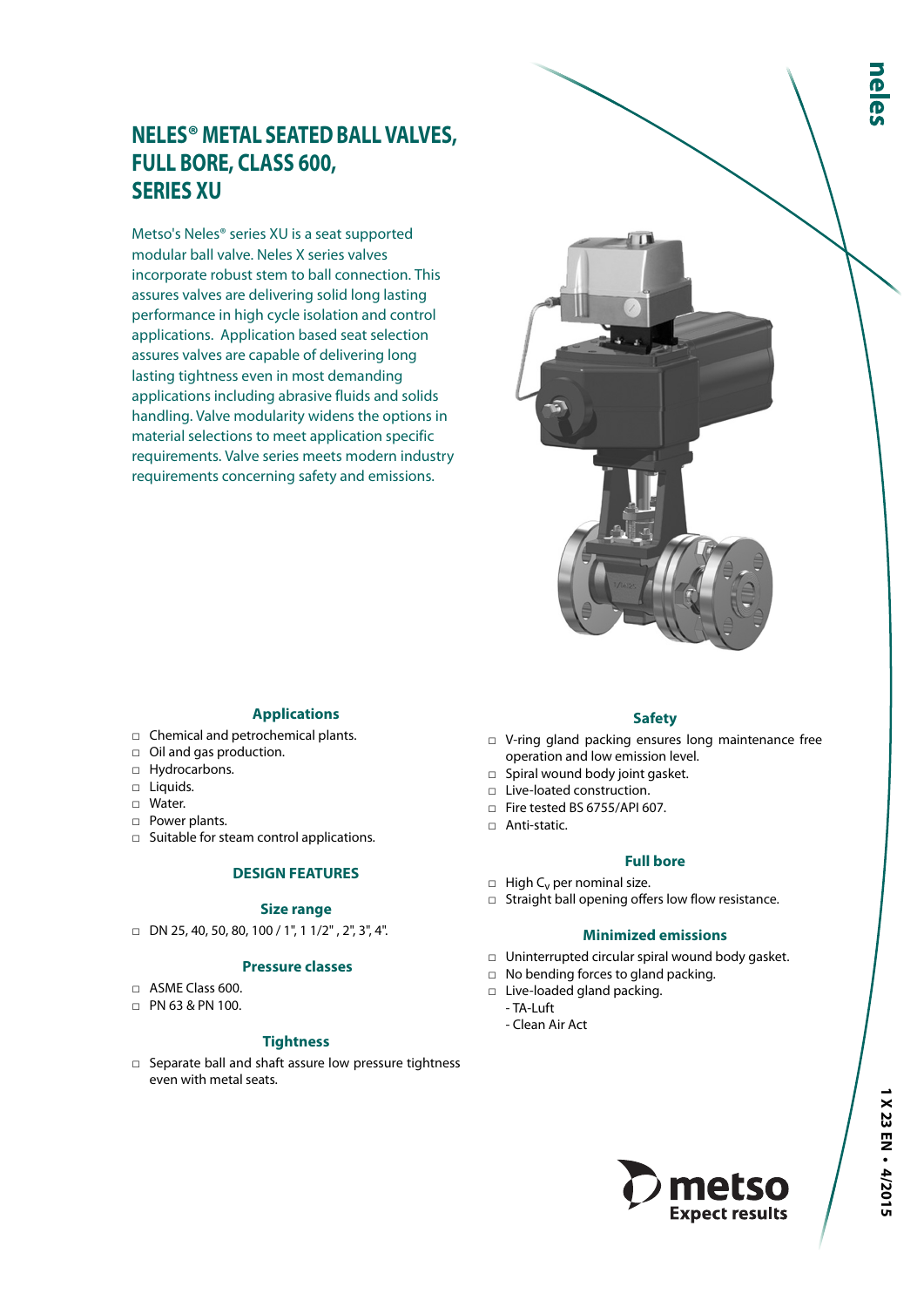# NELES® METAL SEATED BALL VALVES, FULL BORE, CLASS 600, SERIES XU

Metso's Neles® series XU is a seat supported modular ball valve. Neles X series valves incorporate robust stem to ball connection. This assures valves are delivering solid long lasting performance in high cycle isolation and control applications. Application based seat selection assures valves are capable of delivering long lasting tightness even in most demanding applications including abrasive fluids and solids handling. Valve modularity widens the options in material selections to meet application specific requirements. Valve series meets modern industry requirements concerning safety and emissions.

### Applications

- Chemical and petrochemical plants.
- Oil and gas production.
- Hydrocarbons.
- Liquids.
- Water.
- Power plants.
- Suitable for steam control applications.

## DESIGN FEATURES

### Size range

- DN 25, 40, 50, 80, 100 / 1", 1 1/2" , 2", 3", 4".

### Pressure classes

- ASME Class 600.
- PN 63 & PN 100.

### Tightness

- Separate ball and shaft assure low pressure tightness even with metal seats.

### Safety

- V-ring gland packing ensures long maintenance free operation and low emission level.
- Spiral wound body joint gasket.
- Live-loated construction.
- Fire tested BS 6755/API 607.
- Anti-static.

### Full bore

- High $C_v$ per nominal size.
- Straight ball opening offers low flow resistance.

### Minimized emissions

- Uninterrupted circular spiral wound body gasket.
- No bending forces to gland packing.
- Live-loaded gland packing.
  - TA-Luft
  - Clean Air Act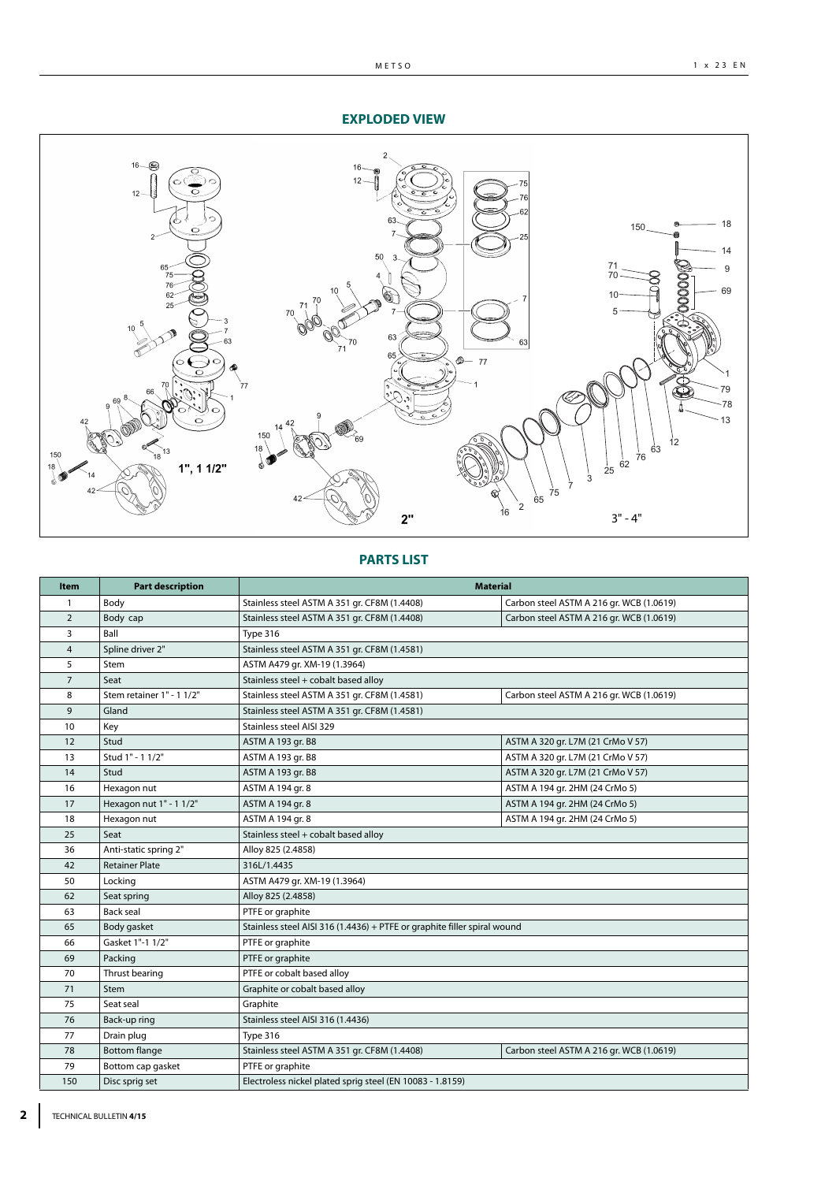## EXPLODED VIEW

## PARTS LIST

| Item | Part description | Material | |
|---|---|---|---|
| 1 | Body | Stainless steel ASTM A 351 gr. CF8M (1.4408) | Carbon steel ASTM A 216 gr. WCB (1.0619) |
| 2 | Body cap | Stainless steel ASTM A 351 gr. CF8M (1.4408) | Carbon steel ASTM A 216 gr. WCB (1.0619) |
| 3 | Ball | Type 316 | |
| 4 | Spline driver 2" | Stainless steel ASTM A 351 gr. CF8M (1.4581) | |
| 5 | Stem | ASTM A479 gr. XM-19 (1.3964) | |
| 7 | Seat | Stainless steel + cobalt based alloy | |
| 8 | Stem retainer 1" - 1 1/2" | Stainless steel ASTM A 351 gr. CF8M (1.4581) | Carbon steel ASTM A 216 gr. WCB (1.0619) |
| 9 | Gland | Stainless steel ASTM A 351 gr. CF8M (1.4581) | |
| 10 | Key | Stainless steel AISI 329 | |
| 12 | Stud | ASTM A 193 gr. B8 | ASTM A 320 gr. L7M (21 CrMo V 57) |
| 13 | Stud 1" - 1 1/2" | ASTM A 193 gr. B8 | ASTM A 320 gr. L7M (21 CrMo V 57) |
| 14 | Stud | ASTM A 193 gr. B8 | ASTM A 320 gr. L7M (21 CrMo V 57) |
| 16 | Hexagon nut | ASTM A 194 gr. 8 | ASTM A 194 gr. 2HM (24 CrMo 5) |
| 17 | Hexagon nut 1" - 1 1/2" | ASTM A 194 gr. 8 | ASTM A 194 gr. 2HM (24 CrMo 5) |
| 18 | Hexagon nut | ASTM A 194 gr. 8 | ASTM A 194 gr. 2HM (24 CrMo 5) |
| 25 | Seat | Stainless steel + cobalt based alloy | |
| 36 | Anti-static spring 2" | Alloy 825 (2.4858) | |
| 42 | Retainer Plate | 316L/1.4435 | |
| 50 | Locking | ASTM A479 gr. XM-19 (1.3964) | |
| 62 | Seat spring | Alloy 825 (2.4858) | |
| 63 | Back seal | PTFE or graphite | |
| 65 | Body gasket | Stainless steel AISI 316 (1.4436) + PTFE or graphite filler spiral wound | |
| 66 | Gasket 1"-1 1/2" | PTFE or graphite | |
| 69 | Packing | PTFE or graphite | |
| 70 | Thrust bearing | PTFE or cobalt based alloy | |
| 71 | Stem | Graphite or cobalt based alloy | |
| 75 | Seat seal | Graphite | |
| 76 | Back-up ring | Stainless steel AISI 316 (1.4436) | |
| 77 | Drain plug | Type 316 | |
| 78 | Bottom flange | Stainless steel ASTM A 351 gr. CF8M (1.4408) | Carbon steel ASTM A 216 gr. WCB (1.0619) |
| 79 | Bottom cap gasket | PTFE or graphite | |
| 150 | Disc sprig set | Electroless nickel plated sprig steel (EN 10083 - 1.8159) | |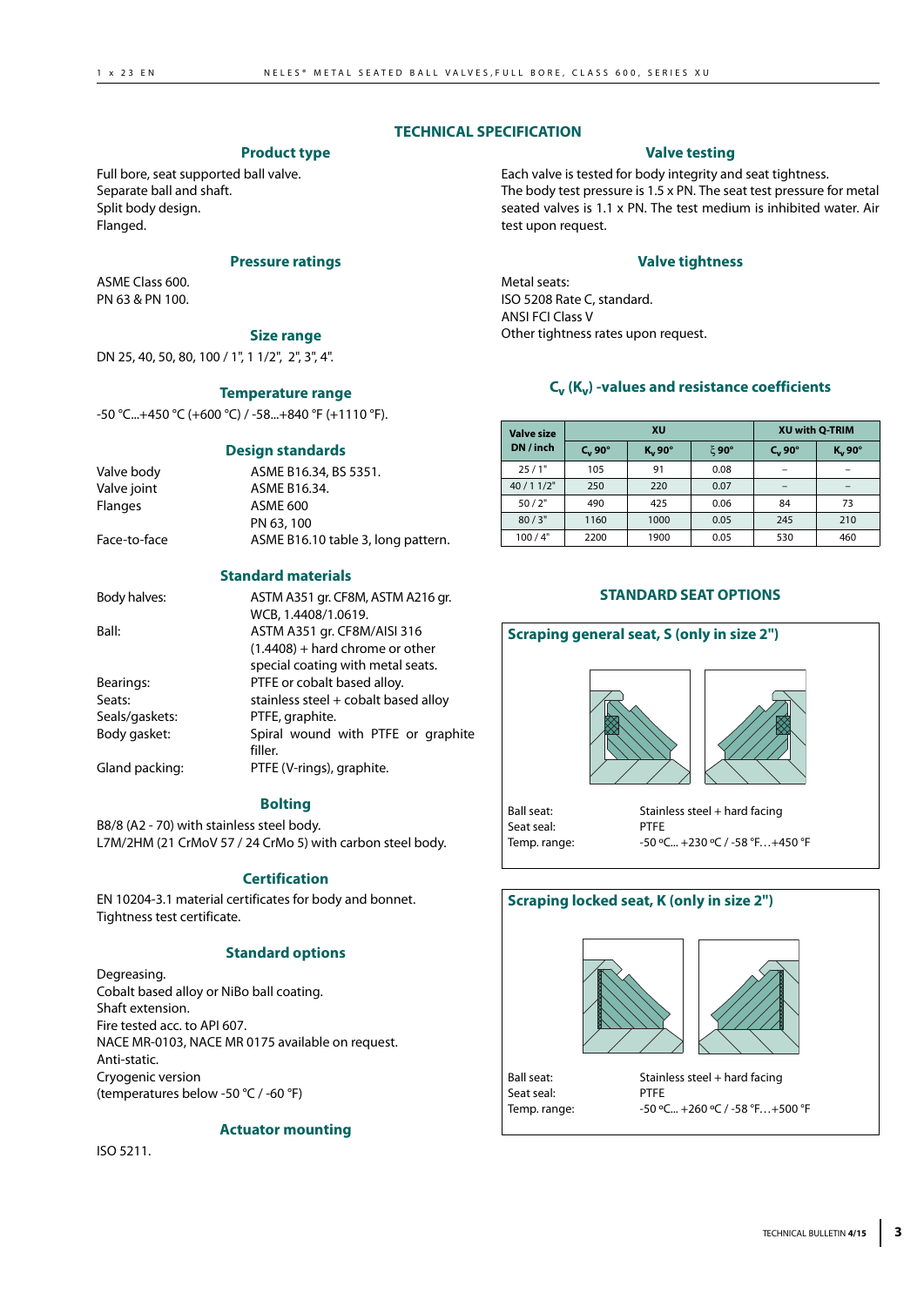# TECHNICAL SPECIFICATION

## Product type

Full bore, seat supported ball valve.
Separate ball and shaft.
Split body design.
Flanged.

## Pressure ratings

ASME Class 600.
PN 63 & PN 100.

## Size range

DN 25, 40, 50, 80, 100 / 1", 1 1/2", 2", 3", 4".

## Temperature range

-50 °C...+450 °C (+600 °C) / -58...+840 °F (+1110 °F).

## Design standards

| | |
|---|---|
| Valve body | ASME B16.34, BS 5351. |
| Valve joint | ASME B16.34. |
| Flanges | ASME 600 |
| | PN 63, 100 |
| Face-to-face | ASME B16.10 table 3, long pattern. |

## Standard materials

| | |
|---|---|
| Body halves: | ASTM A351 gr. CF8M, ASTM A216 gr. WCB, 1.4408/1.0619. |
| Ball: | ASTM A351 gr. CF8M/AISI 316 (1.4408) + hard chrome or other special coating with metal seats. |
| Bearings: | PTFE or cobalt based alloy. |
| Seats: | stainless steel + cobalt based alloy |
| Seals/gaskets: | PTFE, graphite. |
| Body gasket: | Spiral wound with PTFE or graphite filler. |
| Gland packing: | PTFE (V-rings), graphite. |

## Bolting

B8/8 (A2 - 70) with stainless steel body.
L7M/2HM (21 CrMoV 57 / 24 CrMo 5) with carbon steel body.

## Certification

EN 10204-3.1 material certificates for body and bonnet.
Tightness test certificate.

## Standard options

Degreasing.
Cobalt based alloy or NiBo ball coating.
Shaft extension.
Fire tested acc. to API 607.
NACE MR-0103, NACE MR 0175 available on request.
Anti-static.
Cryogenic version
(temperatures below -50 °C / -60 °F)

## Actuator mounting

ISO 5211.

## Valve testing

Each valve is tested for body integrity and seat tightness.
The body test pressure is 1.5 x PN. The seat test pressure for metal seated valves is 1.1 x PN. The test medium is inhibited water. Air test upon request.

## Valve tightness

Metal seats:
ISO 5208 Rate C, standard.
ANSI FCI Class V
Other tightness rates upon request.

## $C_v$ ($K_v$) -values and resistance coefficients

| Valve size DN / inch | XU | | | XU with Q-TRIM | |
|---|---|---|---|---|---|
| | $C_v$ 90° | $K_v$ 90° | $\xi$ 90° | $C_v$ 90° | $K_v$ 90° |
| 25 / 1" | 105 | 91 | 0.08 | – | – |
| 40 / 1 1/2" | 250 | 220 | 0.07 | – | – |
| 50 / 2" | 490 | 425 | 0.06 | 84 | 73 |
| 80 / 3" | 1160 | 1000 | 0.05 | 245 | 210 |
| 100 / 4" | 2200 | 1900 | 0.05 | 530 | 460 |

# STANDARD SEAT OPTIONS

### Scraping general seat, S (only in size 2")

| | |
|---|---|
| Ball seat: | Stainless steel + hard facing |
| Seat seal: | PTFE |
| Temp. range: | -50 ºC... +230 ºC / -58 °F…+450 °F |

### Scraping locked seat, K (only in size 2")

| | |
|---|---|
| Ball seat: | Stainless steel + hard facing |
| Seat seal: | PTFE |
| Temp. range: | -50 ºC... +260 ºC / -58 °F…+500 °F |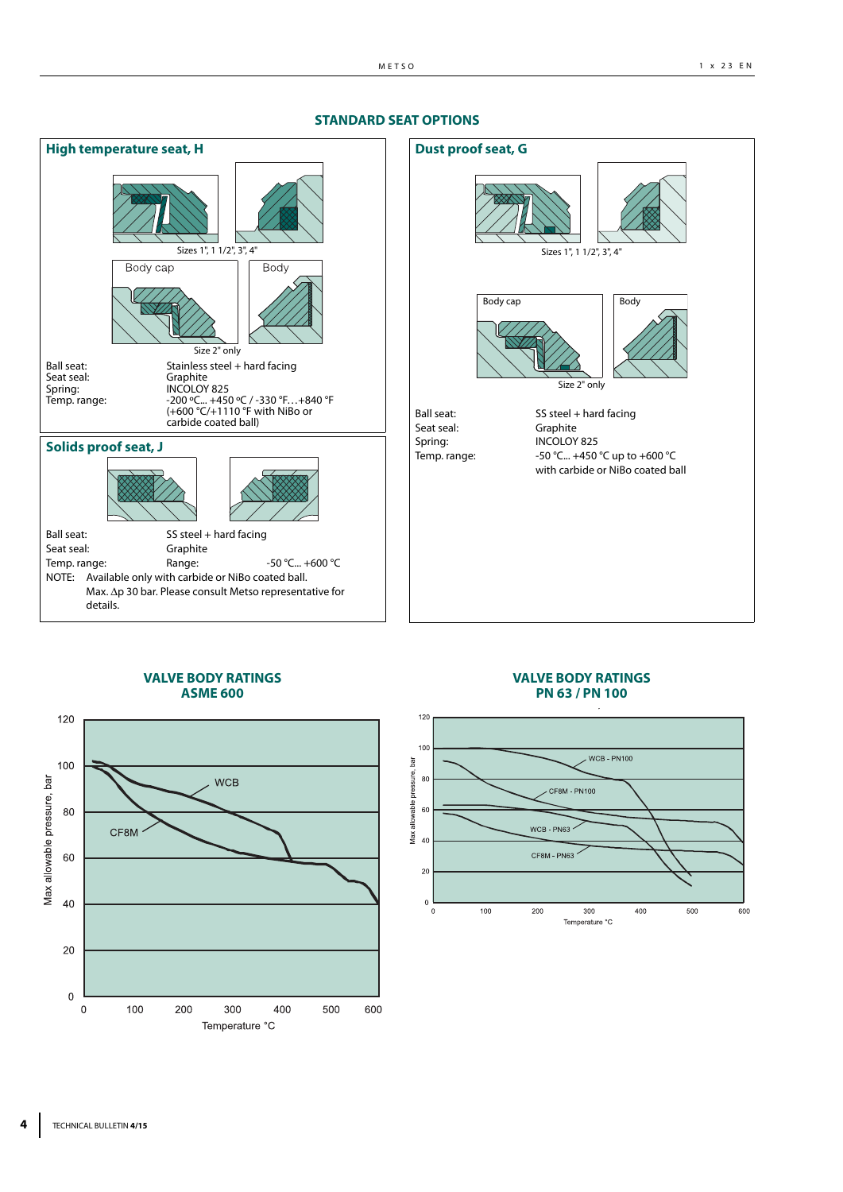## STANDARD SEAT OPTIONS

### High temperature seat, H

Sizes 1", 1 1/2", 3", 4"

Body cap | Body

Size 2" only

| | |
|---|---|
| Ball seat: | Stainless steel + hard facing |
| Seat seal: | Graphite |
| Spring: | INCOLOY 825 |
| Temp. range: | -200 ºC... +450 ºC / -330 °F…+840 °F (+600 °C/+1110 °F with NiBo or carbide coated ball) |

### Solids proof seat, J

| | | |
|---|---|---|
| Ball seat: | SS steel + hard facing | |
| Seat seal: | Graphite | |
| Temp. range: | Range: | -50 °C... +600 °C |

NOTE: Available only with carbide or NiBo coated ball. Max. Δp 30 bar. Please consult Metso representative for details.

### Dust proof seat, G

Sizes 1", 1 1/2", 3", 4"

Body cap | Body

Size 2" only

| | |
|---|---|
| Ball seat: | SS steel + hard facing |
| Seat seal: | Graphite |
| Spring: | INCOLOY 825 |
| Temp. range: | -50 °C... +450 °C up to +600 °C with carbide or NiBo coated ball |

## VALVE BODY RATINGS ASME 600

Max allowable pressure, bar (0–120) vs. Temperature °C (0–600); curves: WCB, CF8M

## VALVE BODY RATINGS PN 63 / PN 100

Max allowable pressure, bar (0–120) vs. Temperature °C (0–600); curves: WCB - PN100, CF8M - PN100, WCB - PN63, CF8M - PN63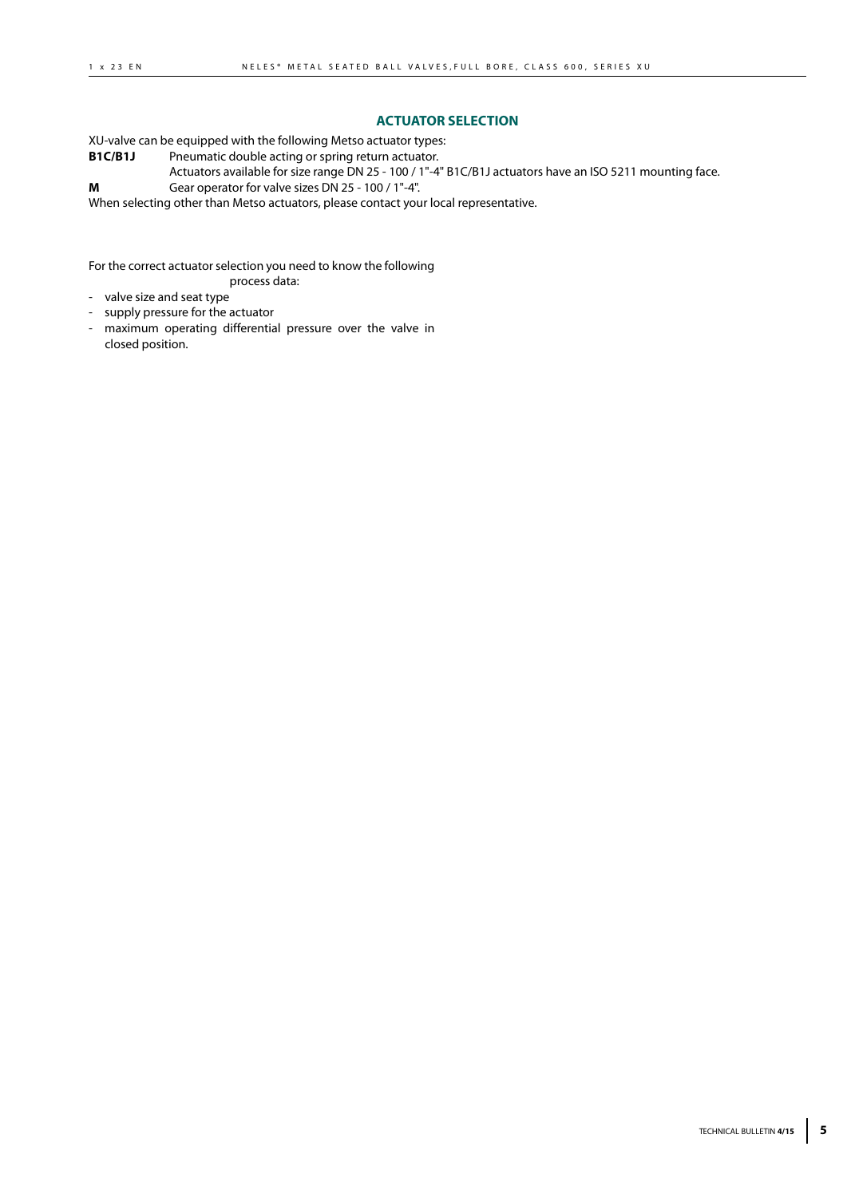## ACTUATOR SELECTION

XU-valve can be equipped with the following Metso actuator types:

**B1C/B1J** Pneumatic double acting or spring return actuator.
Actuators available for size range DN 25 - 100 / 1"-4" B1C/B1J actuators have an ISO 5211 mounting face.

**M** Gear operator for valve sizes DN 25 - 100 / 1"-4".

When selecting other than Metso actuators, please contact your local representative.

For the correct actuator selection you need to know the following process data:

- valve size and seat type
- supply pressure for the actuator
- maximum operating differential pressure over the valve in closed position.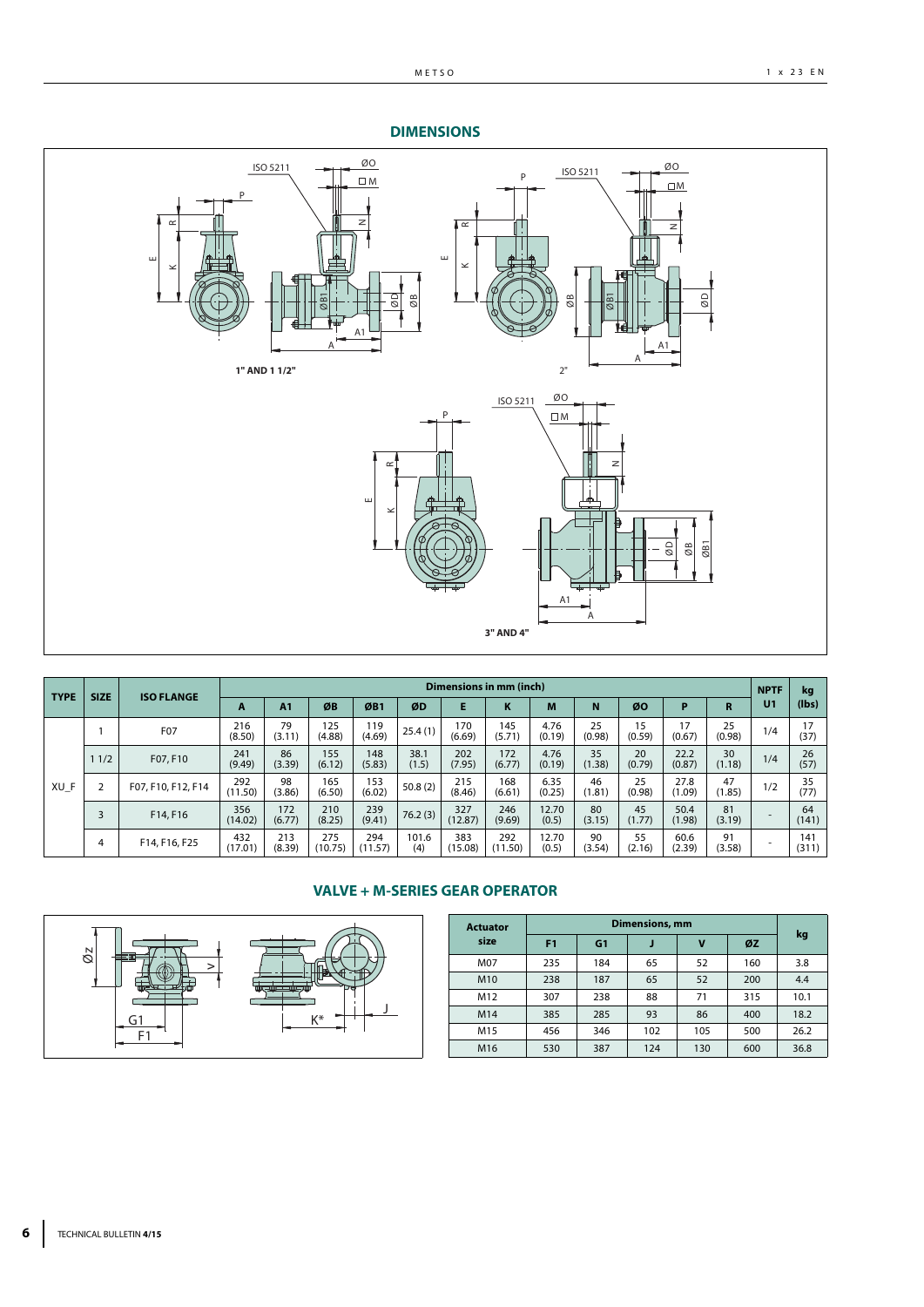## DIMENSIONS

1" AND 1 1/2"

2"

3" AND 4"

| TYPE | SIZE | ISO FLANGE | Dimensions in mm (inch) | | | | | | | | | | | | NPTF | kg |
|---|---|---|---|---|---|---|---|---|---|---|---|---|---|---|---|---|
| | | | A | A1 | ØB | ØB1 | ØD | E | K | M | N | ØO | P | R | U1 | (lbs) |
| XU_F | 1 | F07 | 216 (8.50) | 79 (3.11) | 125 (4.88) | 119 (4.69) | 25.4 (1) | 170 (6.69) | 145 (5.71) | 4.76 (0.19) | 25 (0.98) | 15 (0.59) | 17 (0.67) | 25 (0.98) | 1/4 | 17 (37) |
| | 1 1/2 | F07, F10 | 241 (9.49) | 86 (3.39) | 155 (6.12) | 148 (5.83) | 38.1 (1.5) | 202 (7.95) | 172 (6.77) | 4.76 (0.19) | 35 (1.38) | 20 (0.79) | 22.2 (0.87) | 30 (1.18) | 1/4 | 26 (57) |
| | 2 | F07, F10, F12, F14 | 292 (11.50) | 98 (3.86) | 165 (6.50) | 153 (6.02) | 50.8 (2) | 215 (8.46) | 168 (6.61) | 6.35 (0.25) | 46 (1.81) | 25 (0.98) | 27.8 (1.09) | 47 (1.85) | 1/2 | 35 (77) |
| | 3 | F14, F16 | 356 (14.02) | 172 (6.77) | 210 (8.25) | 239 (9.41) | 76.2 (3) | 327 (12.87) | 246 (9.69) | 12.70 (0.5) | 80 (3.15) | 45 (1.77) | 50.4 (1.98) | 81 (3.19) | - | 64 (141) |
| | 4 | F14, F16, F25 | 432 (17.01) | 213 (8.39) | 275 (10.75) | 294 (11.57) | 101.6 (4) | 383 (15.08) | 292 (11.50) | 12.70 (0.5) | 90 (3.54) | 55 (2.16) | 60.6 (2.39) | 91 (3.58) | - | 141 (311) |

## VALVE + M-SERIES GEAR OPERATOR

| Actuator size | Dimensions, mm | | | | | kg |
|---|---|---|---|---|---|---|
| | F1 | G1 | J | V | ØZ | |
| M07 | 235 | 184 | 65 | 52 | 160 | 3.8 |
| M10 | 238 | 187 | 65 | 52 | 200 | 4.4 |
| M12 | 307 | 238 | 88 | 71 | 315 | 10.1 |
| M14 | 385 | 285 | 93 | 86 | 400 | 18.2 |
| M15 | 456 | 346 | 102 | 105 | 500 | 26.2 |
| M16 | 530 | 387 | 124 | 130 | 600 | 36.8 |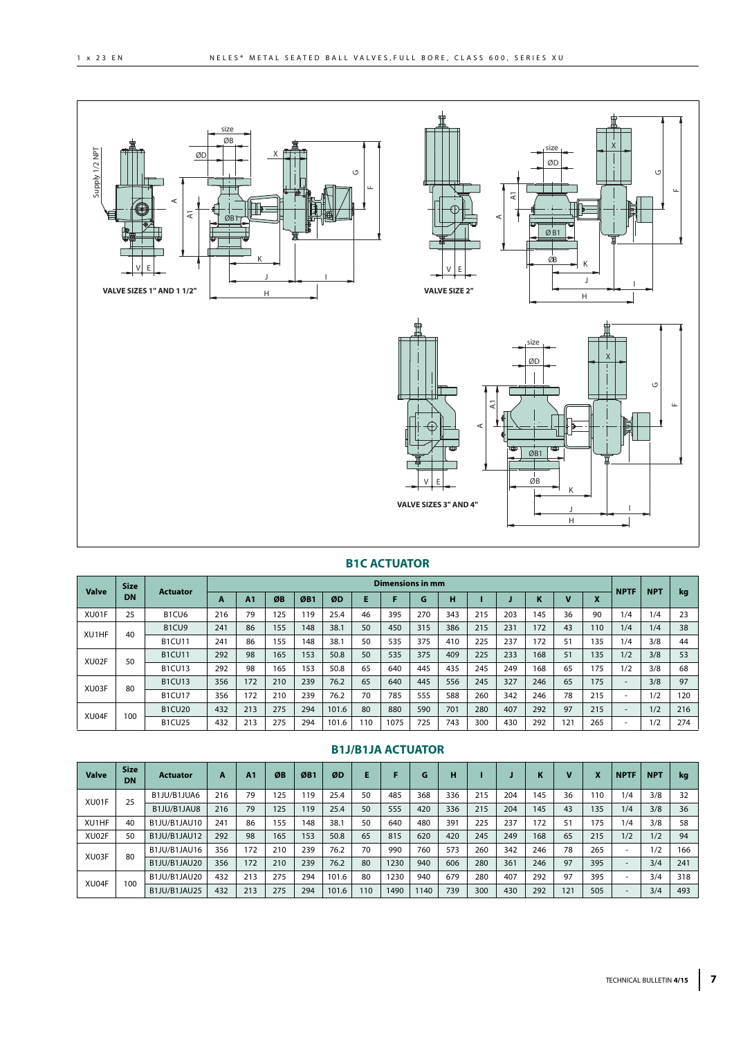VALVE SIZES 1" AND 1 1/2"

VALVE SIZE 2"

VALVE SIZES 3" AND 4"

## B1C ACTUATOR

| Valve | Size DN | Actuator | Dimensions in mm | | | | | | | | | | | | | | NPTF | NPT | kg |
|---|---|---|---|---|---|---|---|---|---|---|---|---|---|---|---|---|---|---|---|
| | | | A | A1 | ØB | ØB1 | ØD | E | F | G | H | I | J | K | V | X | | | |
| XU01F | 25 | B1CU6 | 216 | 79 | 125 | 119 | 25.4 | 46 | 395 | 270 | 343 | 215 | 203 | 145 | 36 | 90 | 1/4 | 1/4 | 23 |
| XU1HF | 40 | B1CU9 | 241 | 86 | 155 | 148 | 38.1 | 50 | 450 | 315 | 386 | 215 | 231 | 172 | 43 | 110 | 1/4 | 1/4 | 38 |
| | | B1CU11 | 241 | 86 | 155 | 148 | 38.1 | 50 | 535 | 375 | 410 | 225 | 237 | 172 | 51 | 135 | 1/4 | 3/8 | 44 |
| XU02F | 50 | B1CU11 | 292 | 98 | 165 | 153 | 50.8 | 50 | 535 | 375 | 409 | 225 | 233 | 168 | 51 | 135 | 1/2 | 3/8 | 53 |
| | | B1CU13 | 292 | 98 | 165 | 153 | 50.8 | 65 | 640 | 445 | 435 | 245 | 249 | 168 | 65 | 175 | 1/2 | 3/8 | 68 |
| XU03F | 80 | B1CU13 | 356 | 172 | 210 | 239 | 76.2 | 65 | 640 | 445 | 556 | 245 | 327 | 246 | 65 | 175 | - | 3/8 | 97 |
| | | B1CU17 | 356 | 172 | 210 | 239 | 76.2 | 70 | 785 | 555 | 588 | 260 | 342 | 246 | 78 | 215 | - | 1/2 | 120 |
| XU04F | 100 | B1CU20 | 432 | 213 | 275 | 294 | 101.6 | 80 | 880 | 590 | 701 | 280 | 407 | 292 | 97 | 215 | - | 1/2 | 216 |
| | | B1CU25 | 432 | 213 | 275 | 294 | 101.6 | 110 | 1075 | 725 | 743 | 300 | 430 | 292 | 121 | 265 | - | 1/2 | 274 |

## B1J/B1JA ACTUATOR

| Valve | Size DN | Actuator | A | A1 | ØB | ØB1 | ØD | E | F | G | H | I | J | K | V | X | NPTF | NPT | kg |
|---|---|---|---|---|---|---|---|---|---|---|---|---|---|---|---|---|---|---|---|
| XU01F | 25 | B1JU/B1JUA6 | 216 | 79 | 125 | 119 | 25.4 | 50 | 485 | 368 | 336 | 215 | 204 | 145 | 36 | 110 | 1/4 | 3/8 | 32 |
| | | B1JU/B1JAU8 | 216 | 79 | 125 | 119 | 25.4 | 50 | 555 | 420 | 336 | 215 | 204 | 145 | 43 | 135 | 1/4 | 3/8 | 36 |
| XU1HF | 40 | B1JU/B1JAU10 | 241 | 86 | 155 | 148 | 38.1 | 50 | 640 | 480 | 391 | 225 | 237 | 172 | 51 | 175 | 1/4 | 3/8 | 58 |
| XU02F | 50 | B1JU/B1JAU12 | 292 | 98 | 165 | 153 | 50.8 | 65 | 815 | 620 | 420 | 245 | 249 | 168 | 65 | 215 | 1/2 | 1/2 | 94 |
| XU03F | 80 | B1JU/B1JAU16 | 356 | 172 | 210 | 239 | 76.2 | 70 | 990 | 760 | 573 | 260 | 342 | 246 | 78 | 265 | - | 1/2 | 166 |
| | | B1JU/B1JAU20 | 356 | 172 | 210 | 239 | 76.2 | 80 | 1230 | 940 | 606 | 280 | 361 | 246 | 97 | 395 | - | 3/4 | 241 |
| XU04F | 100 | B1JU/B1JAU20 | 432 | 213 | 275 | 294 | 101.6 | 80 | 1230 | 940 | 679 | 280 | 407 | 292 | 97 | 395 | - | 3/4 | 318 |
| | | B1JU/B1JAU25 | 432 | 213 | 275 | 294 | 101.6 | 110 | 1490 | 1140 | 739 | 300 | 430 | 292 | 121 | 505 | - | 3/4 | 493 |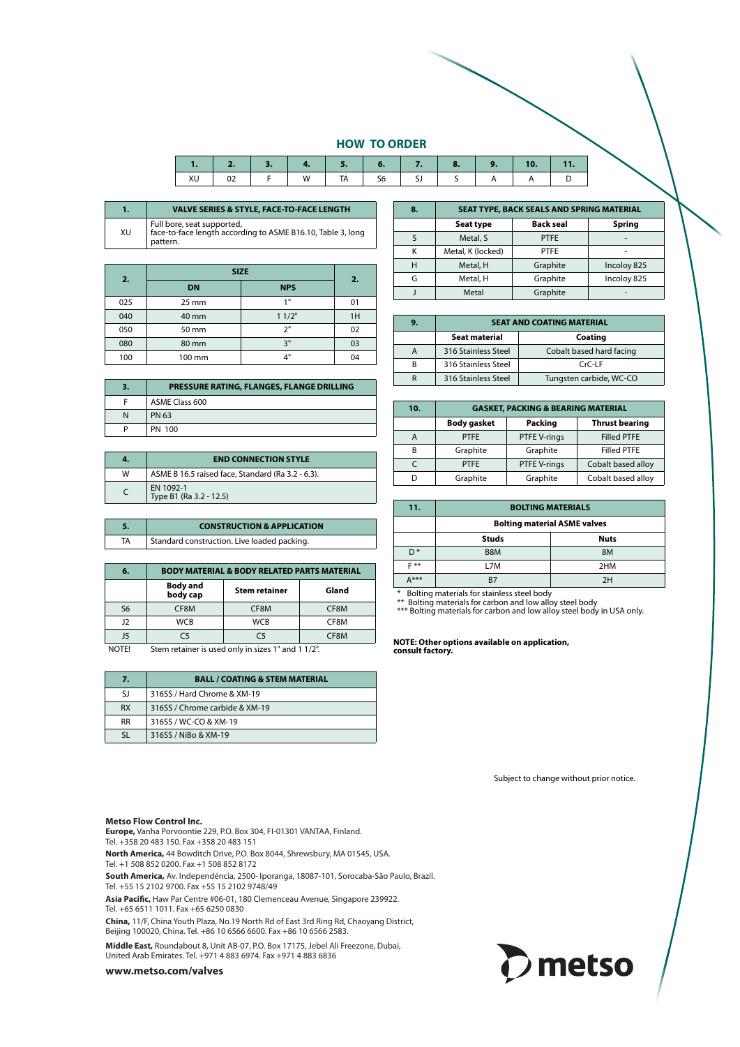## HOW TO ORDER

| 1. | 2. | 3. | 4. | 5. | 6. | 7. | 8. | 9. | 10. | 11. |
|---|---|---|---|---|---|---|---|---|---|---|
| XU | 02 | F | W | TA | S6 | SJ | S | A | A | D |

| 1. | VALVE SERIES & STYLE, FACE-TO-FACE LENGTH |
|---|---|
| XU | Full bore, seat supported, face-to-face length according to ASME B16.10, Table 3, long pattern. |

| 2. | SIZE | | 2. |
|---|---|---|---|
| | DN | NPS | |
| 025 | 25 mm | 1" | 01 |
| 040 | 40 mm | 1 1/2" | 1H |
| 050 | 50 mm | 2" | 02 |
| 080 | 80 mm | 3" | 03 |
| 100 | 100 mm | 4" | 04 |

| 3. | PRESSURE RATING, FLANGES, FLANGE DRILLING |
|---|---|
| F | ASME Class 600 |
| N | PN 63 |
| P | PN 100 |

| 4. | END CONNECTION STYLE |
|---|---|
| W | ASME B 16.5 raised face, Standard (Ra 3.2 - 6.3). |
| C | EN 1092-1 Type B1 (Ra 3.2 - 12.5) |

| 5. | CONSTRUCTION & APPLICATION |
|---|---|
| TA | Standard construction. Live loaded packing. |

| 6. | BODY MATERIAL & BODY RELATED PARTS MATERIAL | | |
|---|---|---|---|
| | Body and body cap | Stem retainer | Gland |
| S6 | CF8M | CF8M | CF8M |
| J2 | WCB | WCB | CF8M |
| J5 | C5 | C5 | CF8M |

NOTE! Stem retainer is used only in sizes 1" and 1 1/2".

| 7. | BALL / COATING & STEM MATERIAL |
|---|---|
| SJ | 316SS / Hard Chrome & XM-19 |
| RX | 316SS / Chrome carbide & XM-19 |
| RR | 316SS / WC-CO & XM-19 |
| SL | 316SS / NiBo & XM-19 |

| 8. | SEAT TYPE, BACK SEALS AND SPRING MATERIAL | | |
|---|---|---|---|
| | Seat type | Back seal | Spring |
| S | Metal, S | PTFE | - |
| K | Metal, K (locked) | PTFE | - |
| H | Metal, H | Graphite | Incoloy 825 |
| G | Metal, H | Graphite | Incoloy 825 |
| J | Metal | Graphite | - |

| 9. | SEAT AND COATING MATERIAL | |
|---|---|---|
| | Seat material | Coating |
| A | 316 Stainless Steel | Cobalt based hard facing |
| B | 316 Stainless Steel | CrC-LF |
| R | 316 Stainless Steel | Tungsten carbide, WC-CO |

| 10. | GASKET, PACKING & BEARING MATERIAL | | |
|---|---|---|---|
| | Body gasket | Packing | Thrust bearing |
| A | PTFE | PTFE V-rings | Filled PTFE |
| B | Graphite | Graphite | Filled PTFE |
| C | PTFE | PTFE V-rings | Cobalt based alloy |
| D | Graphite | Graphite | Cobalt based alloy |

| 11. | BOLTING MATERIALS | |
|---|---|---|
| | Bolting material ASME valves | |
| | Studs | Nuts |
| D * | B8M | 8M |
| F ** | L7M | 2HM |
| A*** | B7 | 2H |

\* Bolting materials for stainless steel body
** Bolting materials for carbon and low alloy steel body
*** Bolting materials for carbon and low alloy steel body in USA only.

**NOTE: Other options available on application, consult factory.**

Subject to change without prior notice.

**Metso Flow Control Inc.**

**Europe,** Vanha Porvoontie 229, P.O. Box 304, FI-01301 VANTAA, Finland.
Tel. +358 20 483 150. Fax +358 20 483 151

**North America,** 44 Bowditch Drive, P.O. Box 8044, Shrewsbury, MA 01545, USA.
Tel. +1 508 852 0200. Fax +1 508 852 8172

**South America,** Av. Independência, 2500- Iporanga, 18087-101, Sorocaba-São Paulo, Brazil.
Tel. +55 15 2102 9700. Fax +55 15 2102 9748/49

**Asia Pacific,** Haw Par Centre #06-01, 180 Clemenceau Avenue, Singapore 239922.
Tel. +65 6511 1011. Fax +65 6250 0830

**China,** 11/F, China Youth Plaza, No.19 North Rd of East 3rd Ring Rd, Chaoyang District, Beijing 100020, China. Tel. +86 10 6566 6600. Fax +86 10 6566 2583.

**Middle East,** Roundabout 8, Unit AB-07, P.O. Box 17175, Jebel Ali Freezone, Dubai, United Arab Emirates. Tel. +971 4 883 6974. Fax +971 4 883 6836

**www.metso.com/valves**

metso